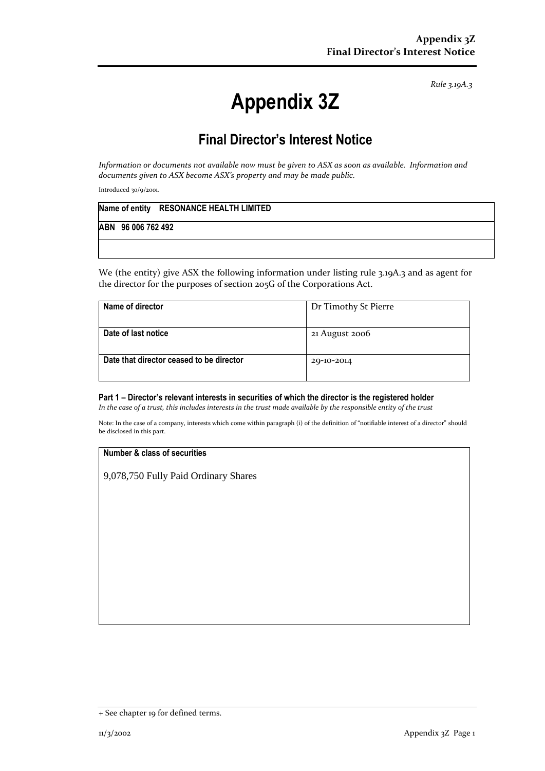*Rule 3.19A.3*

# Appendix 3Z

## Final Director's Interest Notice

*Information or documents not available now must be given to ASX as soon as available. Information and documents given to ASX become ASX's property and may be made public.*

Introduced 30/9/2001.

| **Name of entity RESONANCE HEALTH LIMITED** |
|---|
| **ABN 96 006 762 492** |
| |

We (the entity) give ASX the following information under listing rule 3.19A.3 and as agent for the director for the purposes of section 205G of the Corporations Act.

| | |
|---|---|
| **Name of director** | Dr Timothy St Pierre |
| **Date of last notice** | 21 August 2006 |
| **Date that director ceased to be director** | 29-10-2014 |

### Part 1 – Director's relevant interests in securities of which the director is the registered holder

*In the case of a trust, this includes interests in the trust made available by the responsible entity of the trust*

Note: In the case of a company, interests which come within paragraph (i) of the definition of "notifiable interest of a director" should be disclosed in this part.

| **Number & class of securities** |
|---|
| 9,078,750 Fully Paid Ordinary Shares |

+ See chapter 19 for defined terms.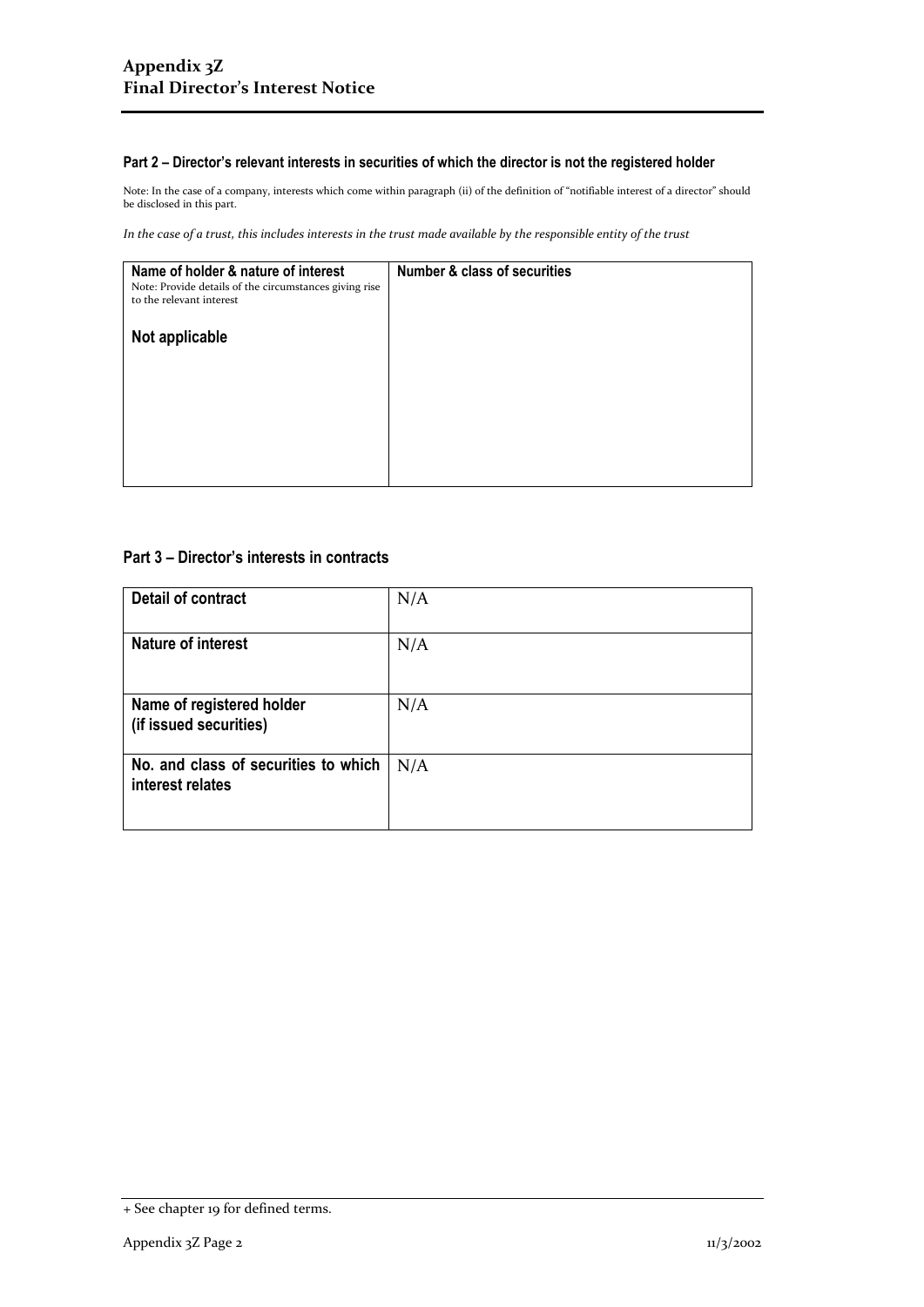## Part 2 – Director's relevant interests in securities of which the director is not the registered holder

Note: In the case of a company, interests which come within paragraph (ii) of the definition of "notifiable interest of a director" should be disclosed in this part.

*In the case of a trust, this includes interests in the trust made available by the responsible entity of the trust*

| Name of holder & nature of interest<br>Note: Provide details of the circumstances giving rise to the relevant interest | Number & class of securities |
|---|---|
| **Not applicable** | |

## Part 3 – Director's interests in contracts

| | |
|---|---|
| **Detail of contract** | N/A |
| **Nature of interest** | N/A |
| **Name of registered holder (if issued securities)** | N/A |
| **No. and class of securities to which interest relates** | N/A |

+ See chapter 19 for defined terms.